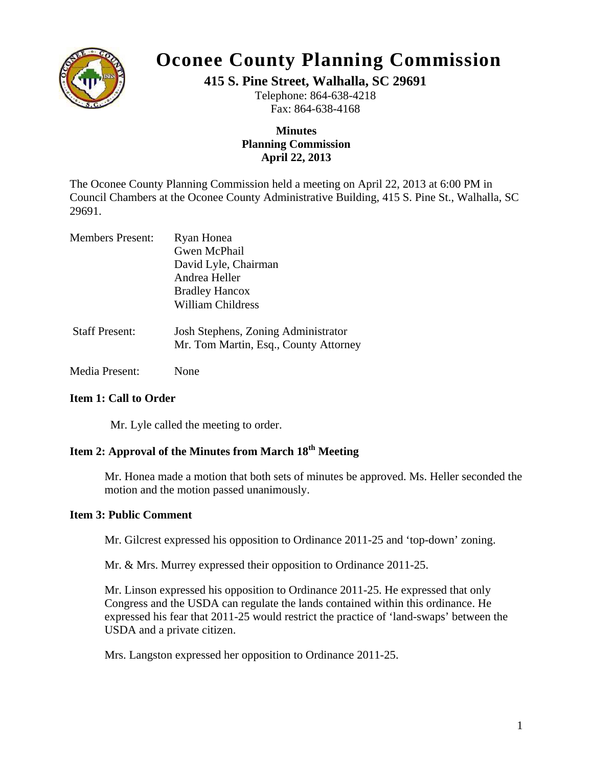# Oconee County Planning Commission

**415 S. Pine Street, Walhalla, SC 29691**

Telephone: 864-638-4218
Fax: 864-638-4168

**Minutes**
**Planning Commission**
**April 22, 2013**

The Oconee County Planning Commission held a meeting on April 22, 2013 at 6:00 PM in Council Chambers at the Oconee County Administrative Building, 415 S. Pine St., Walhalla, SC 29691.

Members Present:
- Ryan Honea
- Gwen McPhail
- David Lyle, Chairman
- Andrea Heller
- Bradley Hancox
- William Childress

Staff Present:
- Josh Stephens, Zoning Administrator
- Mr. Tom Martin, Esq., County Attorney

Media Present: None

**Item 1: Call to Order**

Mr. Lyle called the meeting to order.

**Item 2: Approval of the Minutes from March 18th Meeting**

Mr. Honea made a motion that both sets of minutes be approved. Ms. Heller seconded the motion and the motion passed unanimously.

**Item 3: Public Comment**

Mr. Gilcrest expressed his opposition to Ordinance 2011-25 and 'top-down' zoning.

Mr. & Mrs. Murrey expressed their opposition to Ordinance 2011-25.

Mr. Linson expressed his opposition to Ordinance 2011-25. He expressed that only Congress and the USDA can regulate the lands contained within this ordinance. He expressed his fear that 2011-25 would restrict the practice of 'land-swaps' between the USDA and a private citizen.

Mrs. Langston expressed her opposition to Ordinance 2011-25.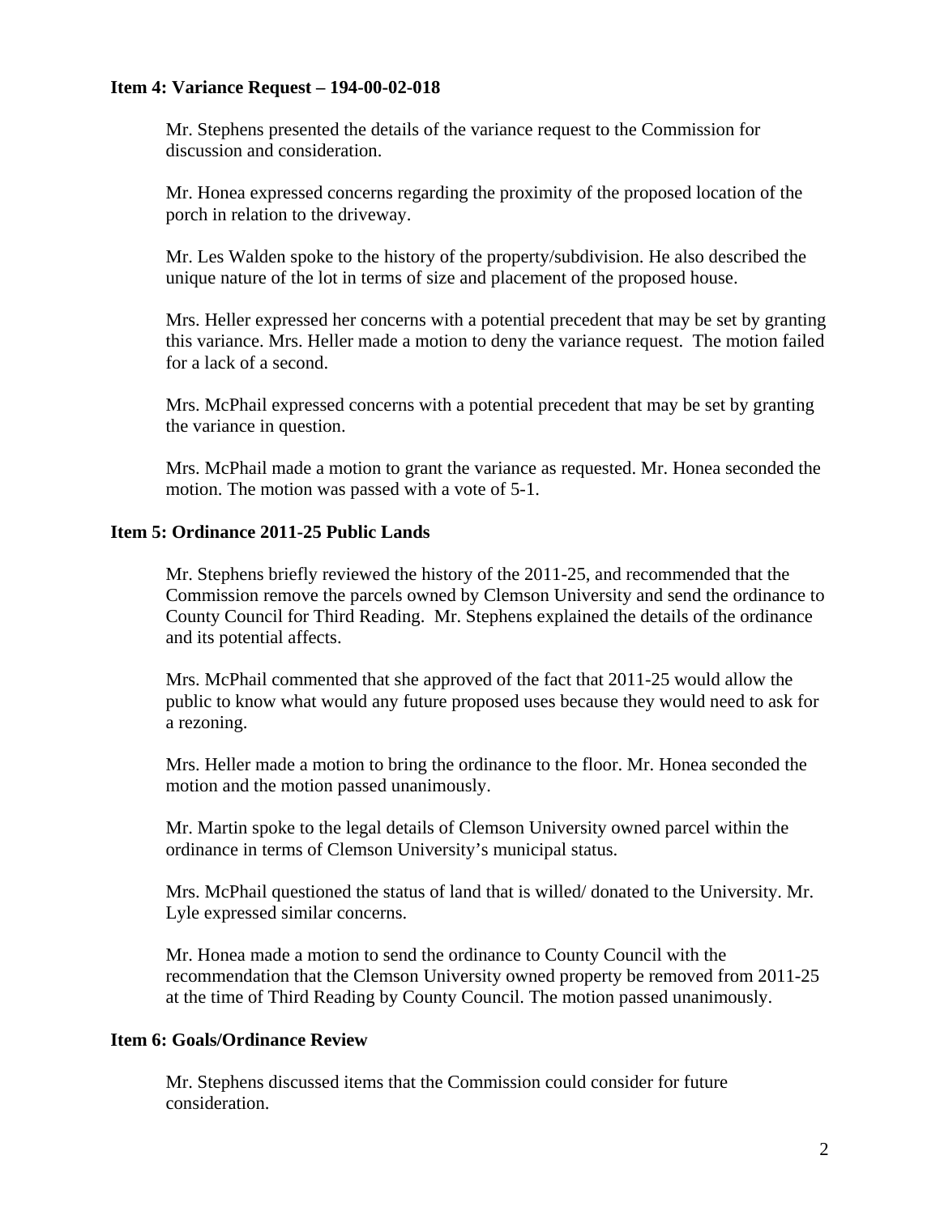**Item 4: Variance Request – 194-00-02-018**

Mr. Stephens presented the details of the variance request to the Commission for discussion and consideration.

Mr. Honea expressed concerns regarding the proximity of the proposed location of the porch in relation to the driveway.

Mr. Les Walden spoke to the history of the property/subdivision. He also described the unique nature of the lot in terms of size and placement of the proposed house.

Mrs. Heller expressed her concerns with a potential precedent that may be set by granting this variance. Mrs. Heller made a motion to deny the variance request. The motion failed for a lack of a second.

Mrs. McPhail expressed concerns with a potential precedent that may be set by granting the variance in question.

Mrs. McPhail made a motion to grant the variance as requested. Mr. Honea seconded the motion. The motion was passed with a vote of 5-1.

**Item 5: Ordinance 2011-25 Public Lands**

Mr. Stephens briefly reviewed the history of the 2011-25, and recommended that the Commission remove the parcels owned by Clemson University and send the ordinance to County Council for Third Reading. Mr. Stephens explained the details of the ordinance and its potential affects.

Mrs. McPhail commented that she approved of the fact that 2011-25 would allow the public to know what would any future proposed uses because they would need to ask for a rezoning.

Mrs. Heller made a motion to bring the ordinance to the floor. Mr. Honea seconded the motion and the motion passed unanimously.

Mr. Martin spoke to the legal details of Clemson University owned parcel within the ordinance in terms of Clemson University's municipal status.

Mrs. McPhail questioned the status of land that is willed/ donated to the University. Mr. Lyle expressed similar concerns.

Mr. Honea made a motion to send the ordinance to County Council with the recommendation that the Clemson University owned property be removed from 2011-25 at the time of Third Reading by County Council. The motion passed unanimously.

**Item 6: Goals/Ordinance Review**

Mr. Stephens discussed items that the Commission could consider for future consideration.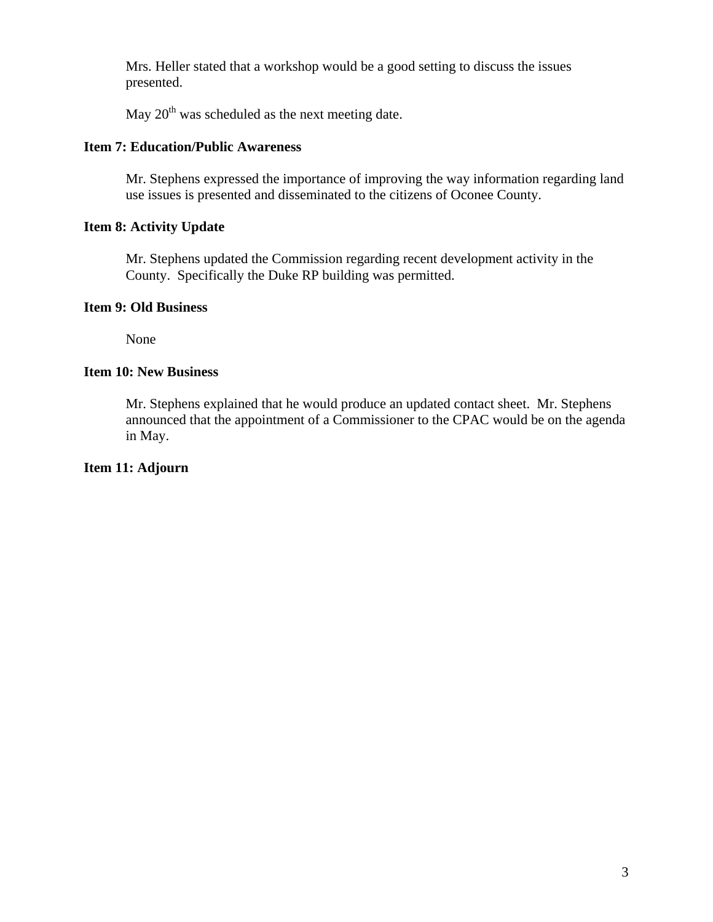Mrs. Heller stated that a workshop would be a good setting to discuss the issues presented.

May 20th was scheduled as the next meeting date.

**Item 7: Education/Public Awareness**

Mr. Stephens expressed the importance of improving the way information regarding land use issues is presented and disseminated to the citizens of Oconee County.

**Item 8: Activity Update**

Mr. Stephens updated the Commission regarding recent development activity in the County. Specifically the Duke RP building was permitted.

**Item 9: Old Business**

None

**Item 10: New Business**

Mr. Stephens explained that he would produce an updated contact sheet. Mr. Stephens announced that the appointment of a Commissioner to the CPAC would be on the agenda in May.

**Item 11: Adjourn**